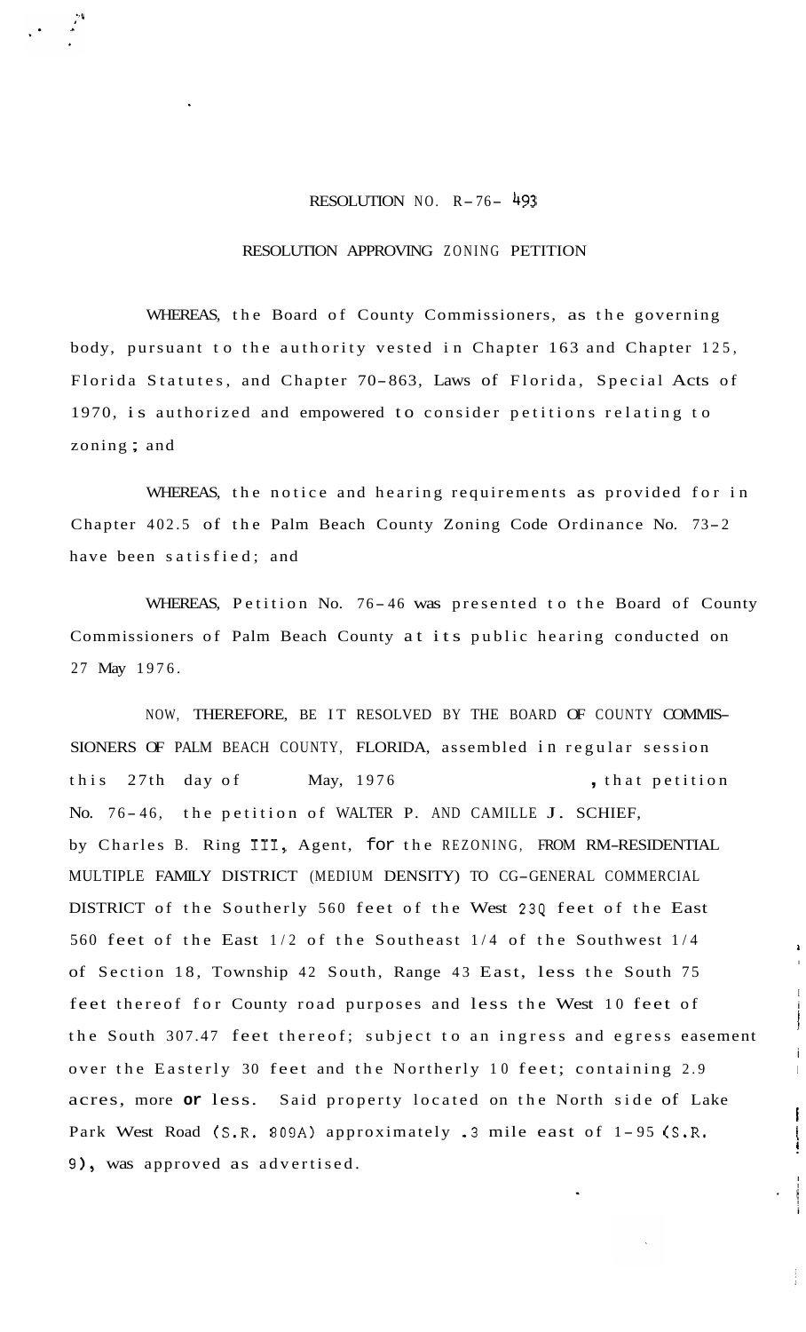RESOLUTION NO. R-76- 493

RESOLUTION APPROVING ZONING PETITION

WHEREAS, the Board of County Commissioners, as the governing body, pursuant to the authority vested in Chapter 163 and Chapter 125, Florida Statutes, and Chapter 70-863, Laws of Florida, Special Acts of 1970, is authorized and empowered to consider petitions relating to zoning; and

WHEREAS, the notice and hearing requirements as provided for in Chapter 402.5 of the Palm Beach County Zoning Code Ordinance No. 73-2 have been satisfied; and

WHEREAS, Petition No. 76-46 was presented to the Board of County Commissioners of Palm Beach County at its public hearing conducted on 27 May 1976.

NOW, THEREFORE, BE IT RESOLVED BY THE BOARD OF COUNTY COMMISSIONERS OF PALM BEACH COUNTY, FLORIDA, assembled in regular session this 27th day of May, 1976, that petition No. 76-46, the petition of WALTER P. AND CAMILLE J. SCHIEF, by Charles B. Ring III, Agent, for the REZONING, FROM RM-RESIDENTIAL MULTIPLE FAMILY DISTRICT (MEDIUM DENSITY) TO CG-GENERAL COMMERCIAL DISTRICT of the Southerly 560 feet of the West 230 feet of the East 560 feet of the East 1/2 of the Southeast 1/4 of the Southwest 1/4 of Section 18, Township 42 South, Range 43 East, less the South 75 feet thereof for County road purposes and less the West 10 feet of the South 307.47 feet thereof; subject to an ingress and egress easement over the Easterly 30 feet and the Northerly 10 feet; containing 2.9 acres, more or less. Said property located on the North side of Lake Park West Road (S.R. 809A) approximately .3 mile east of 1-95 (S.R. 9), was approved as advertised.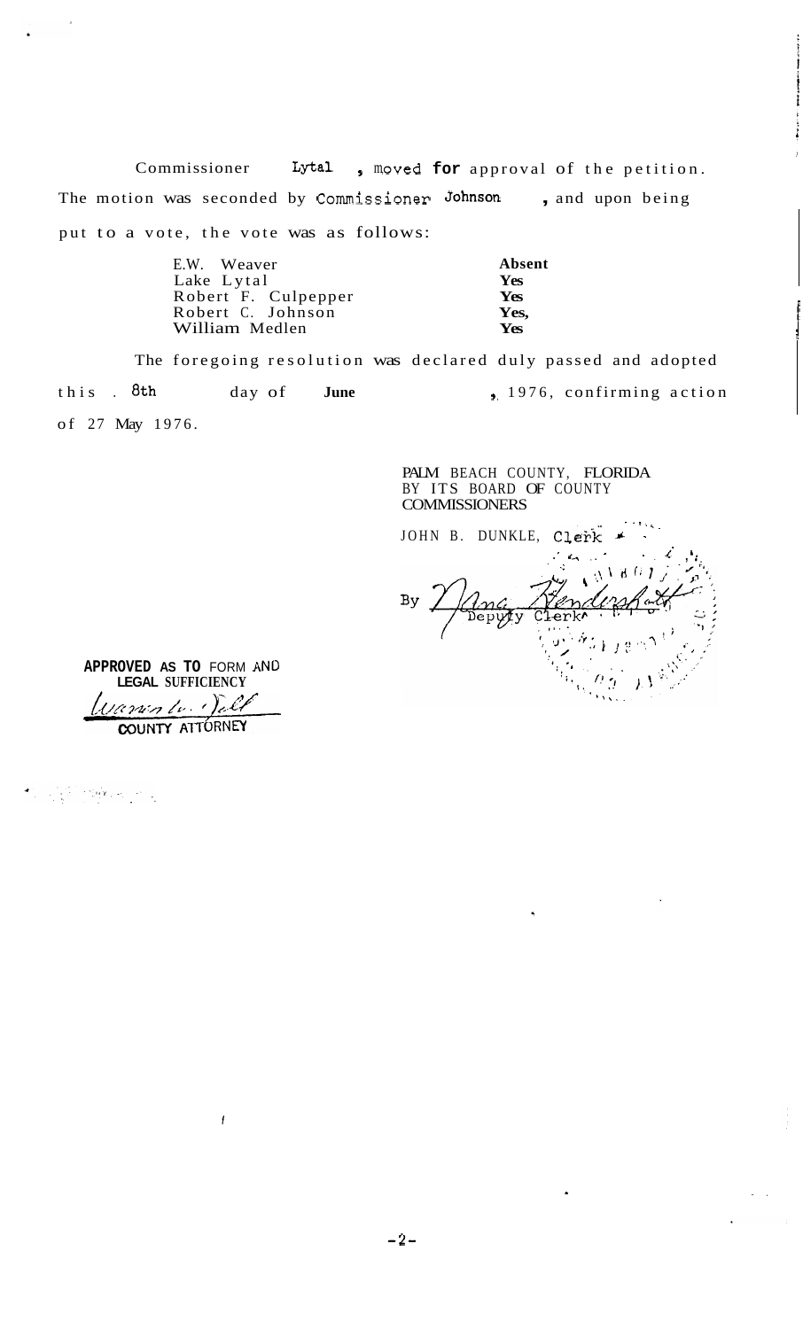Commissioner Lytal, moved for approval of the petition. The motion was seconded by Commissioner Johnson, and upon being put to a vote, the vote was as follows:

| | |
|---|---|
| E.W. Weaver | **Absent** |
| Lake Lytal | **Yes** |
| Robert F. Culpepper | **Yes** |
| Robert C. Johnson | **Yes,** |
| William Medlen | **Yes** |

The foregoing resolution was declared duly passed and adopted this 8th day of **June**, 1976, confirming action of 27 May 1976.

PALM BEACH COUNTY, FLORIDA
BY ITS BOARD OF COUNTY
COMMISSIONERS

JOHN B. DUNKLE, Clerk

By ____________________
Deputy Clerk

**APPROVED AS TO FORM AND LEGAL SUFFICIENCY**

____________________
COUNTY ATTORNEY